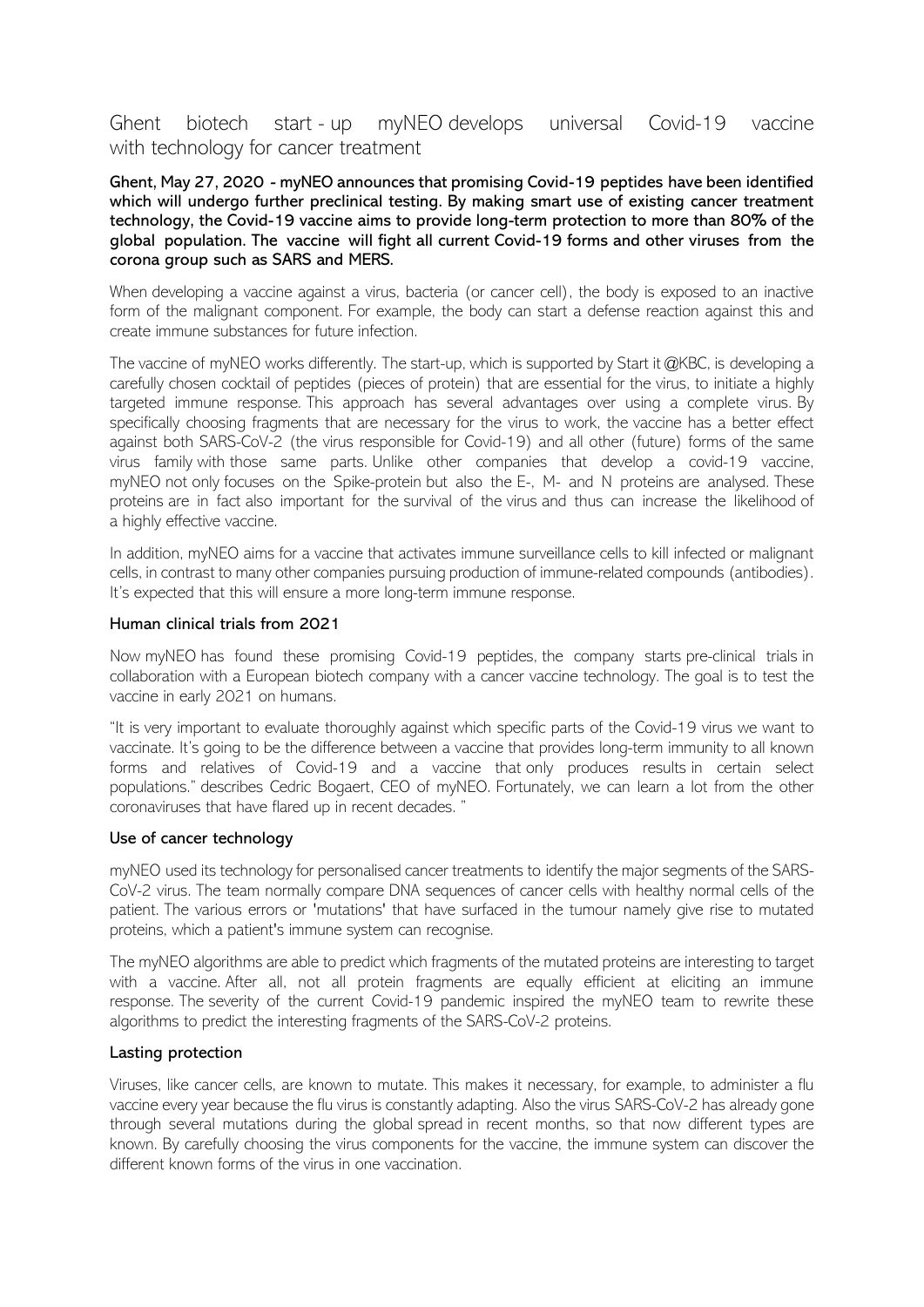# Ghent biotech start-up myNEO develops universal Covid-19 vaccine with technology for cancer treatment

**Ghent, May 27, 2020 - myNEO announces that promising Covid-19 peptides have been identified which will undergo further preclinical testing. By making smart use of existing cancer treatment technology, the Covid-19 vaccine aims to provide long-term protection to more than 80% of the global population. The vaccine will fight all current Covid-19 forms and other viruses from the corona group such as SARS and MERS.**

When developing a vaccine against a virus, bacteria (or cancer cell), the body is exposed to an inactive form of the malignant component. For example, the body can start a defense reaction against this and create immune substances for future infection.

The vaccine of myNEO works differently. The start-up, which is supported by Start it @KBC, is developing a carefully chosen cocktail of peptides (pieces of protein) that are essential for the virus, to initiate a highly targeted immune response. This approach has several advantages over using a complete virus. By specifically choosing fragments that are necessary for the virus to work, the vaccine has a better effect against both SARS-CoV-2 (the virus responsible for Covid-19) and all other (future) forms of the same virus family with those same parts. Unlike other companies that develop a covid-19 vaccine, myNEO not only focuses on the Spike-protein but also the E-, M- and N proteins are analysed. These proteins are in fact also important for the survival of the virus and thus can increase the likelihood of a highly effective vaccine.

In addition, myNEO aims for a vaccine that activates immune surveillance cells to kill infected or malignant cells, in contrast to many other companies pursuing production of immune-related compounds (antibodies). It's expected that this will ensure a more long-term immune response.

## Human clinical trials from 2021

Now myNEO has found these promising Covid-19 peptides, the company starts pre-clinical trials in collaboration with a European biotech company with a cancer vaccine technology. The goal is to test the vaccine in early 2021 on humans.

"It is very important to evaluate thoroughly against which specific parts of the Covid-19 virus we want to vaccinate. It's going to be the difference between a vaccine that provides long-term immunity to all known forms and relatives of Covid-19 and a vaccine that only produces results in certain select populations." describes Cedric Bogaert, CEO of myNEO. Fortunately, we can learn a lot from the other coronaviruses that have flared up in recent decades. "

## Use of cancer technology

myNEO used its technology for personalised cancer treatments to identify the major segments of the SARS-CoV-2 virus. The team normally compare DNA sequences of cancer cells with healthy normal cells of the patient. The various errors or 'mutations' that have surfaced in the tumour namely give rise to mutated proteins, which a patient's immune system can recognise.

The myNEO algorithms are able to predict which fragments of the mutated proteins are interesting to target with a vaccine. After all, not all protein fragments are equally efficient at eliciting an immune response. The severity of the current Covid-19 pandemic inspired the myNEO team to rewrite these algorithms to predict the interesting fragments of the SARS-CoV-2 proteins.

## Lasting protection

Viruses, like cancer cells, are known to mutate. This makes it necessary, for example, to administer a flu vaccine every year because the flu virus is constantly adapting. Also the virus SARS-CoV-2 has already gone through several mutations during the global spread in recent months, so that now different types are known. By carefully choosing the virus components for the vaccine, the immune system can discover the different known forms of the virus in one vaccination.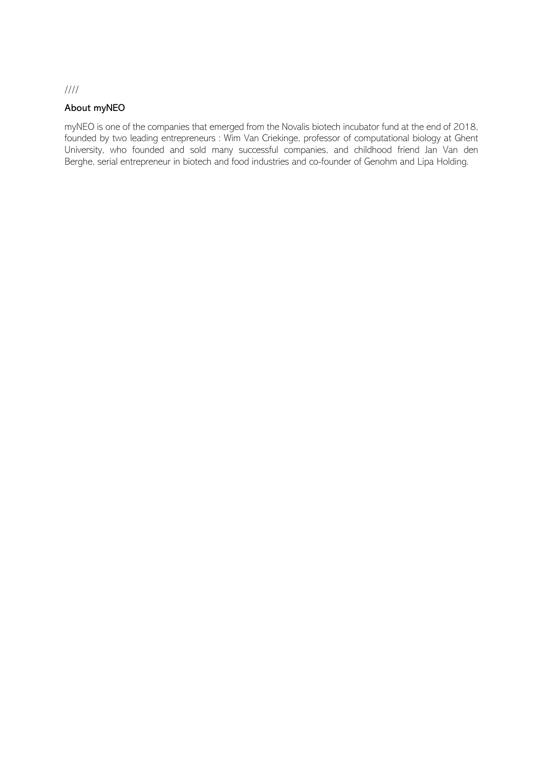////

## About myNEO

myNEO is one of the companies that emerged from the Novalis biotech incubator fund at the end of 2018, founded by two leading entrepreneurs : Wim Van Criekinge, professor of computational biology at Ghent University, who founded and sold many successful companies, and childhood friend Jan Van den Berghe, serial entrepreneur in biotech and food industries and co-founder of Genohm and Lipa Holding.